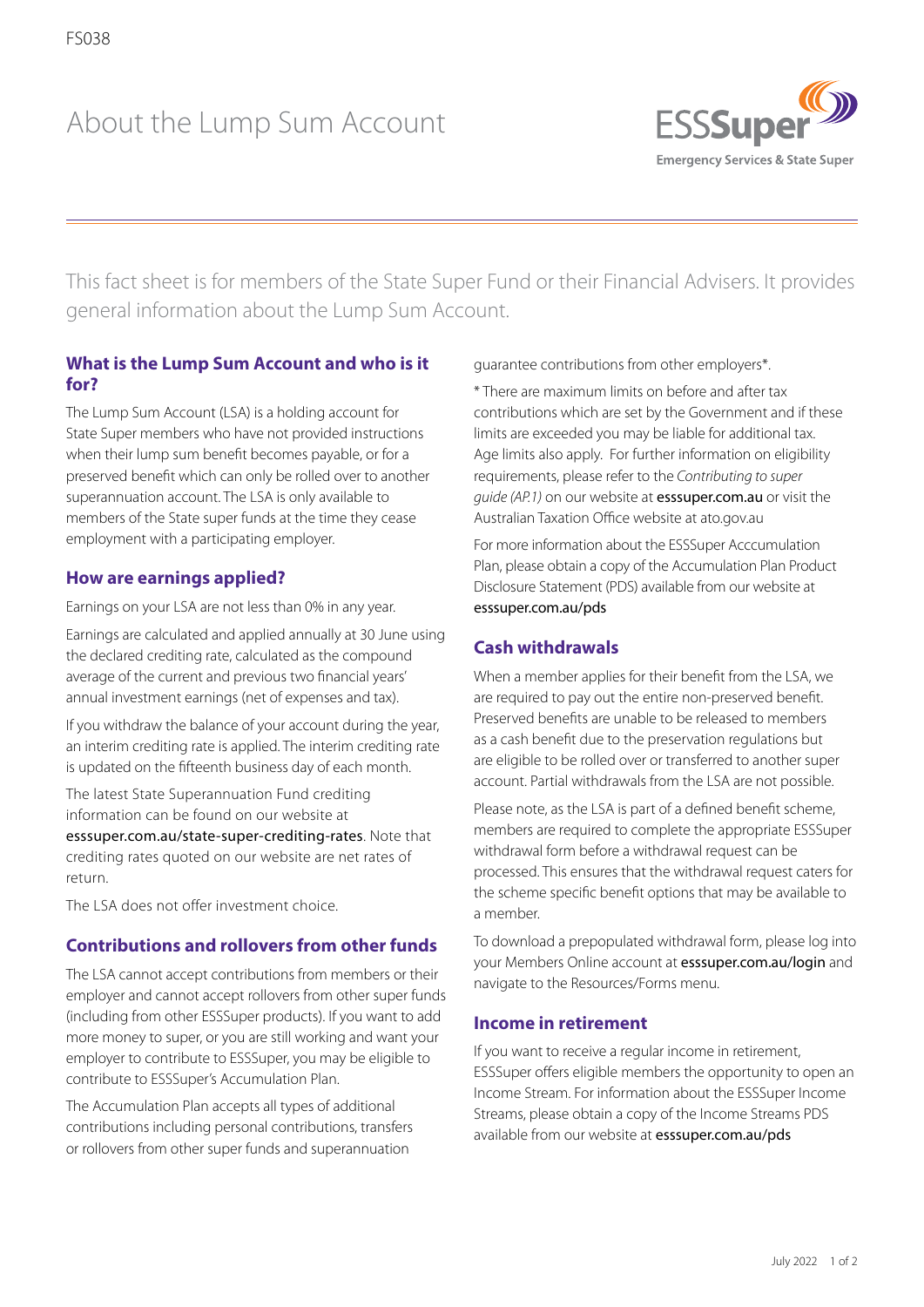FS038

# About the Lump Sum Account

This fact sheet is for members of the State Super Fund or their Financial Advisers. It provides general information about the Lump Sum Account.

## What is the Lump Sum Account and who is it for?

The Lump Sum Account (LSA) is a holding account for State Super members who have not provided instructions when their lump sum benefit becomes payable, or for a preserved benefit which can only be rolled over to another superannuation account. The LSA is only available to members of the State super funds at the time they cease employment with a participating employer.

## How are earnings applied?

Earnings on your LSA are not less than 0% in any year.

Earnings are calculated and applied annually at 30 June using the declared crediting rate, calculated as the compound average of the current and previous two financial years' annual investment earnings (net of expenses and tax).

If you withdraw the balance of your account during the year, an interim crediting rate is applied. The interim crediting rate is updated on the fifteenth business day of each month.

The latest State Superannuation Fund crediting information can be found on our website at esssuper.com.au/state-super-crediting-rates. Note that crediting rates quoted on our website are net rates of return.

The LSA does not offer investment choice.

## Contributions and rollovers from other funds

The LSA cannot accept contributions from members or their employer and cannot accept rollovers from other super funds (including from other ESSSuper products). If you want to add more money to super, or you are still working and want your employer to contribute to ESSSuper, you may be eligible to contribute to ESSSuper's Accumulation Plan.

The Accumulation Plan accepts all types of additional contributions including personal contributions, transfers or rollovers from other super funds and superannuation guarantee contributions from other employers*.

* There are maximum limits on before and after tax contributions which are set by the Government and if these limits are exceeded you may be liable for additional tax. Age limits also apply. For further information on eligibility requirements, please refer to the *Contributing to super guide (AP.1)* on our website at esssuper.com.au or visit the Australian Taxation Office website at ato.gov.au

For more information about the ESSSuper Acccumulation Plan, please obtain a copy of the Accumulation Plan Product Disclosure Statement (PDS) available from our website at esssuper.com.au/pds

## Cash withdrawals

When a member applies for their benefit from the LSA, we are required to pay out the entire non-preserved benefit. Preserved benefits are unable to be released to members as a cash benefit due to the preservation regulations but are eligible to be rolled over or transferred to another super account. Partial withdrawals from the LSA are not possible.

Please note, as the LSA is part of a defined benefit scheme, members are required to complete the appropriate ESSSuper withdrawal form before a withdrawal request can be processed. This ensures that the withdrawal request caters for the scheme specific benefit options that may be available to a member.

To download a prepopulated withdrawal form, please log into your Members Online account at esssuper.com.au/login and navigate to the Resources/Forms menu.

## Income in retirement

If you want to receive a regular income in retirement, ESSSuper offers eligible members the opportunity to open an Income Stream. For information about the ESSSuper Income Streams, please obtain a copy of the Income Streams PDS available from our website at esssuper.com.au/pds

July 2022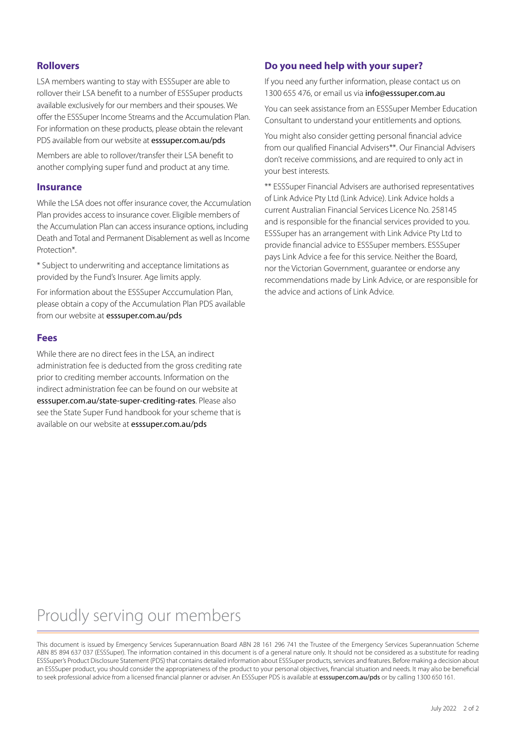## Rollovers

LSA members wanting to stay with ESSSuper are able to rollover their LSA benefit to a number of ESSSuper products available exclusively for our members and their spouses. We offer the ESSSuper Income Streams and the Accumulation Plan. For information on these products, please obtain the relevant PDS available from our website at **esssuper.com.au/pds**

Members are able to rollover/transfer their LSA benefit to another complying super fund and product at any time.

## Insurance

While the LSA does not offer insurance cover, the Accumulation Plan provides access to insurance cover. Eligible members of the Accumulation Plan can access insurance options, including Death and Total and Permanent Disablement as well as Income Protection*.

* Subject to underwriting and acceptance limitations as provided by the Fund's Insurer. Age limits apply.

For information about the ESSSuper Acccumulation Plan, please obtain a copy of the Accumulation Plan PDS available from our website at **esssuper.com.au/pds**

## Fees

While there are no direct fees in the LSA, an indirect administration fee is deducted from the gross crediting rate prior to crediting member accounts. Information on the indirect administration fee can be found on our website at **esssuper.com.au/state-super-crediting-rates**. Please also see the State Super Fund handbook for your scheme that is available on our website at **esssuper.com.au/pds**

## Do you need help with your super?

If you need any further information, please contact us on 1300 655 476, or email us via **info@esssuper.com.au**

You can seek assistance from an ESSSuper Member Education Consultant to understand your entitlements and options.

You might also consider getting personal financial advice from our qualified Financial Advisers**. Our Financial Advisers don't receive commissions, and are required to only act in your best interests.

** ESSSuper Financial Advisers are authorised representatives of Link Advice Pty Ltd (Link Advice). Link Advice holds a current Australian Financial Services Licence No. 258145 and is responsible for the financial services provided to you. ESSSuper has an arrangement with Link Advice Pty Ltd to provide financial advice to ESSSuper members. ESSSuper pays Link Advice a fee for this service. Neither the Board, nor the Victorian Government, guarantee or endorse any recommendations made by Link Advice, or are responsible for the advice and actions of Link Advice.

# Proudly serving our members

This document is issued by Emergency Services Superannuation Board ABN 28 161 296 741 the Trustee of the Emergency Services Superannuation Scheme ABN 85 894 637 037 (ESSSuper). The information contained in this document is of a general nature only. It should not be considered as a substitute for reading ESSSuper's Product Disclosure Statement (PDS) that contains detailed information about ESSSuper products, services and features. Before making a decision about an ESSSuper product, you should consider the appropriateness of the product to your personal objectives, financial situation and needs. It may also be beneficial to seek professional advice from a licensed financial planner or adviser. An ESSSuper PDS is available at **esssuper.com.au/pds** or by calling 1300 650 161.

July 2022